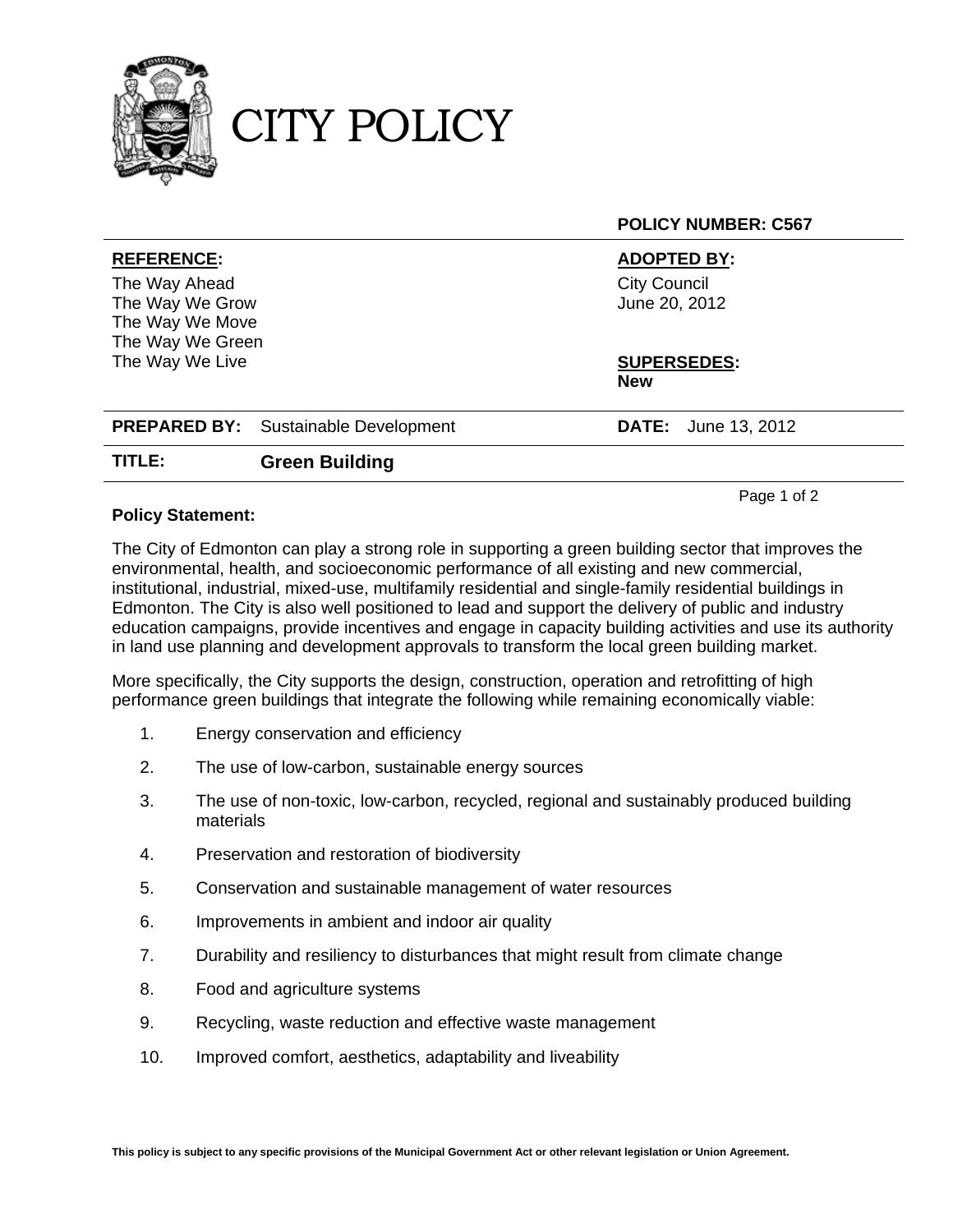# CITY POLICY

**POLICY NUMBER: C567**

| **REFERENCE:** | **ADOPTED BY:** |
|---|---|
| The Way Ahead<br>The Way We Grow<br>The Way We Move<br>The Way We Green<br>The Way We Live | City Council<br>June 20, 2012<br><br>**SUPERSEDES:**<br>**New** |

**PREPARED BY:** Sustainable Development **DATE:** June 13, 2012

**TITLE: Green Building**

**Policy Statement:**

The City of Edmonton can play a strong role in supporting a green building sector that improves the environmental, health, and socioeconomic performance of all existing and new commercial, institutional, industrial, mixed-use, multifamily residential and single-family residential buildings in Edmonton. The City is also well positioned to lead and support the delivery of public and industry education campaigns, provide incentives and engage in capacity building activities and use its authority in land use planning and development approvals to transform the local green building market.

More specifically, the City supports the design, construction, operation and retrofitting of high performance green buildings that integrate the following while remaining economically viable:

1. Energy conservation and efficiency
2. The use of low-carbon, sustainable energy sources
3. The use of non-toxic, low-carbon, recycled, regional and sustainably produced building materials
4. Preservation and restoration of biodiversity
5. Conservation and sustainable management of water resources
6. Improvements in ambient and indoor air quality
7. Durability and resiliency to disturbances that might result from climate change
8. Food and agriculture systems
9. Recycling, waste reduction and effective waste management
10. Improved comfort, aesthetics, adaptability and liveability

**This policy is subject to any specific provisions of the Municipal Government Act or other relevant legislation or Union Agreement.**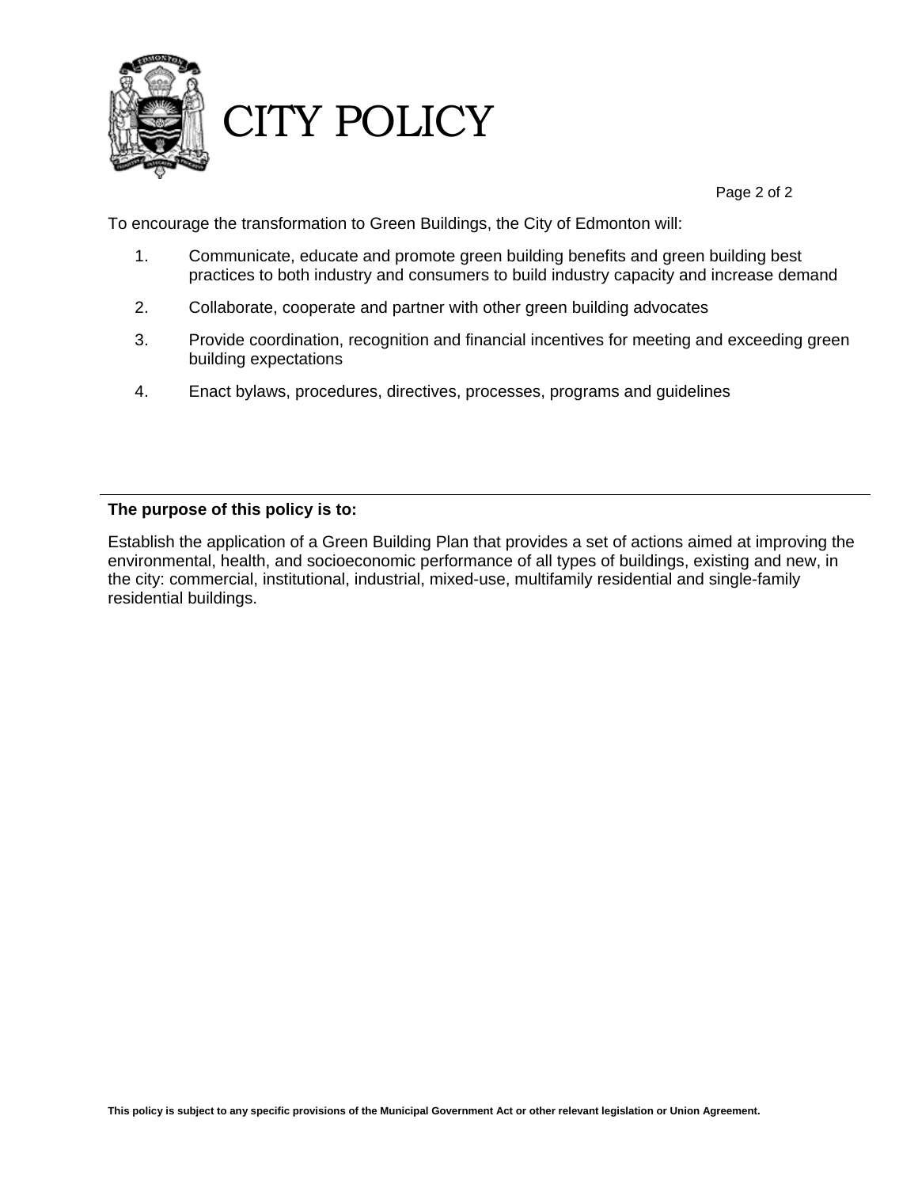# CITY POLICY

To encourage the transformation to Green Buildings, the City of Edmonton will:

1. Communicate, educate and promote green building benefits and green building best practices to both industry and consumers to build industry capacity and increase demand
2. Collaborate, cooperate and partner with other green building advocates
3. Provide coordination, recognition and financial incentives for meeting and exceeding green building expectations
4. Enact bylaws, procedures, directives, processes, programs and guidelines

---

**The purpose of this policy is to:**

Establish the application of a Green Building Plan that provides a set of actions aimed at improving the environmental, health, and socioeconomic performance of all types of buildings, existing and new, in the city: commercial, institutional, industrial, mixed-use, multifamily residential and single-family residential buildings.

**This policy is subject to any specific provisions of the Municipal Government Act or other relevant legislation or Union Agreement.**